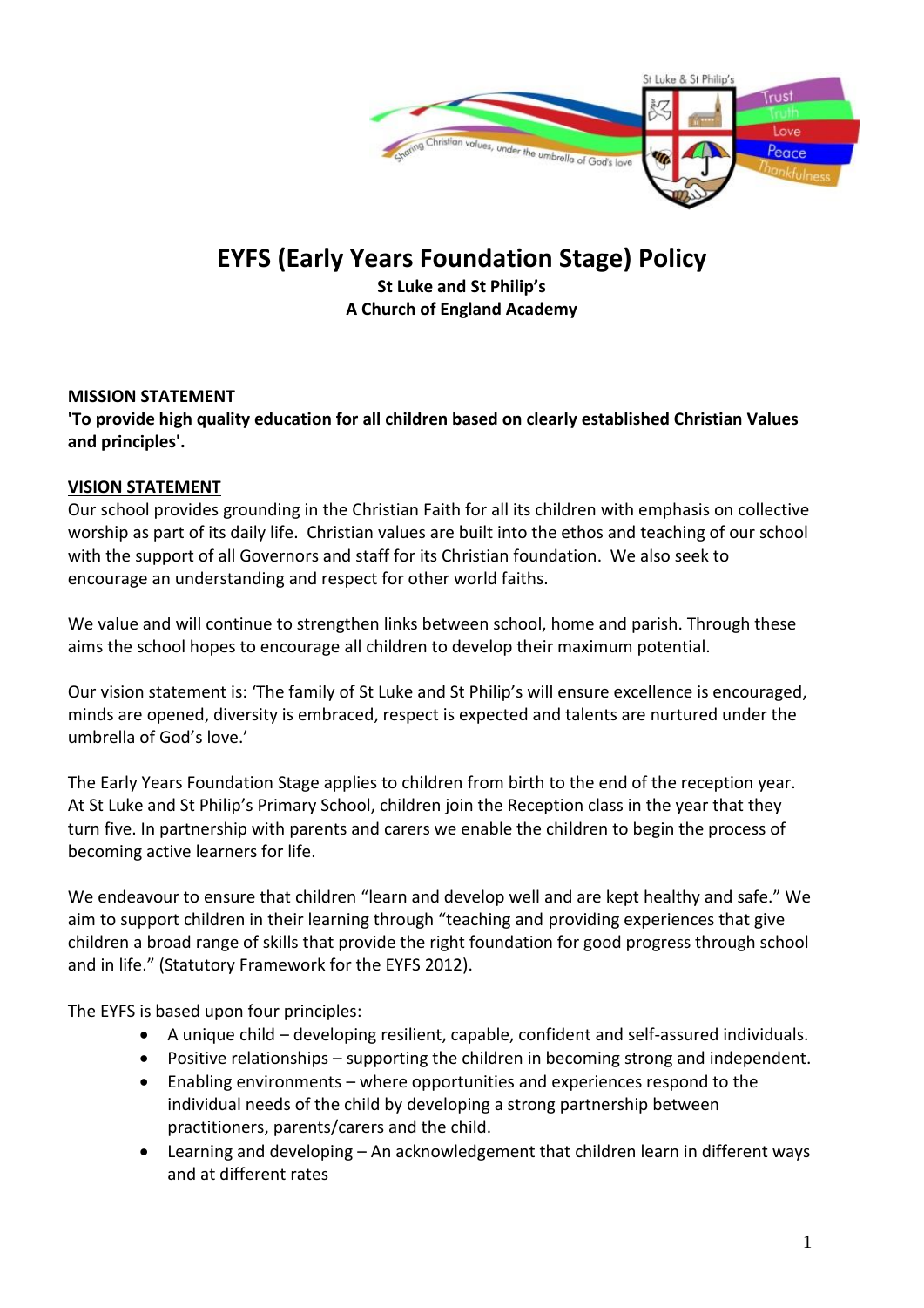# EYFS (Early Years Foundation Stage) Policy

**St Luke and St Philip's**
**A Church of England Academy**

## MISSION STATEMENT

**'To provide high quality education for all children based on clearly established Christian Values and principles'.**

## VISION STATEMENT

Our school provides grounding in the Christian Faith for all its children with emphasis on collective worship as part of its daily life. Christian values are built into the ethos and teaching of our school with the support of all Governors and staff for its Christian foundation. We also seek to encourage an understanding and respect for other world faiths.

We value and will continue to strengthen links between school, home and parish. Through these aims the school hopes to encourage all children to develop their maximum potential.

Our vision statement is: 'The family of St Luke and St Philip's will ensure excellence is encouraged, minds are opened, diversity is embraced, respect is expected and talents are nurtured under the umbrella of God's love.'

The Early Years Foundation Stage applies to children from birth to the end of the reception year. At St Luke and St Philip's Primary School, children join the Reception class in the year that they turn five. In partnership with parents and carers we enable the children to begin the process of becoming active learners for life.

We endeavour to ensure that children "learn and develop well and are kept healthy and safe." We aim to support children in their learning through "teaching and providing experiences that give children a broad range of skills that provide the right foundation for good progress through school and in life." (Statutory Framework for the EYFS 2012).

The EYFS is based upon four principles:

- A unique child – developing resilient, capable, confident and self-assured individuals.
- Positive relationships – supporting the children in becoming strong and independent.
- Enabling environments – where opportunities and experiences respond to the individual needs of the child by developing a strong partnership between practitioners, parents/carers and the child.
- Learning and developing – An acknowledgement that children learn in different ways and at different rates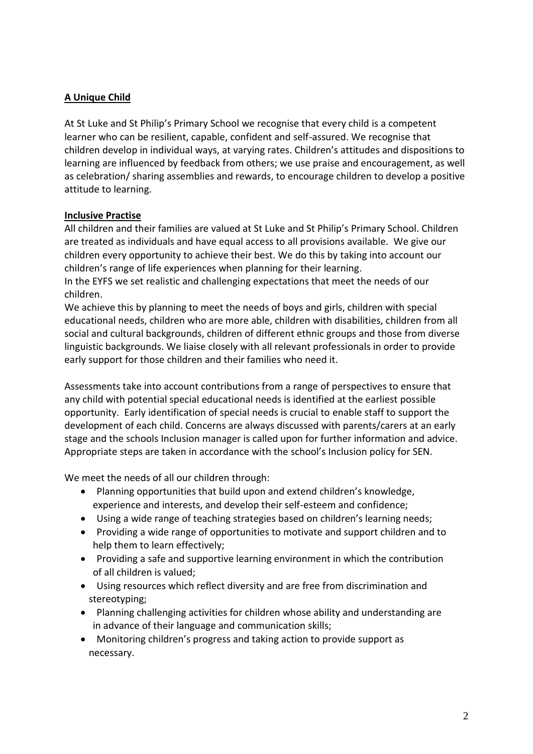## A Unique Child

At St Luke and St Philip's Primary School we recognise that every child is a competent learner who can be resilient, capable, confident and self-assured. We recognise that children develop in individual ways, at varying rates. Children's attitudes and dispositions to learning are influenced by feedback from others; we use praise and encouragement, as well as celebration/ sharing assemblies and rewards, to encourage children to develop a positive attitude to learning.

## Inclusive Practise

All children and their families are valued at St Luke and St Philip's Primary School. Children are treated as individuals and have equal access to all provisions available. We give our children every opportunity to achieve their best. We do this by taking into account our children's range of life experiences when planning for their learning.

In the EYFS we set realistic and challenging expectations that meet the needs of our children.

We achieve this by planning to meet the needs of boys and girls, children with special educational needs, children who are more able, children with disabilities, children from all social and cultural backgrounds, children of different ethnic groups and those from diverse linguistic backgrounds. We liaise closely with all relevant professionals in order to provide early support for those children and their families who need it.

Assessments take into account contributions from a range of perspectives to ensure that any child with potential special educational needs is identified at the earliest possible opportunity. Early identification of special needs is crucial to enable staff to support the development of each child. Concerns are always discussed with parents/carers at an early stage and the schools Inclusion manager is called upon for further information and advice. Appropriate steps are taken in accordance with the school's Inclusion policy for SEN.

We meet the needs of all our children through:

- Planning opportunities that build upon and extend children's knowledge, experience and interests, and develop their self-esteem and confidence;
- Using a wide range of teaching strategies based on children's learning needs;
- Providing a wide range of opportunities to motivate and support children and to help them to learn effectively;
- Providing a safe and supportive learning environment in which the contribution of all children is valued;
- Using resources which reflect diversity and are free from discrimination and stereotyping;
- Planning challenging activities for children whose ability and understanding are in advance of their language and communication skills;
- Monitoring children's progress and taking action to provide support as necessary.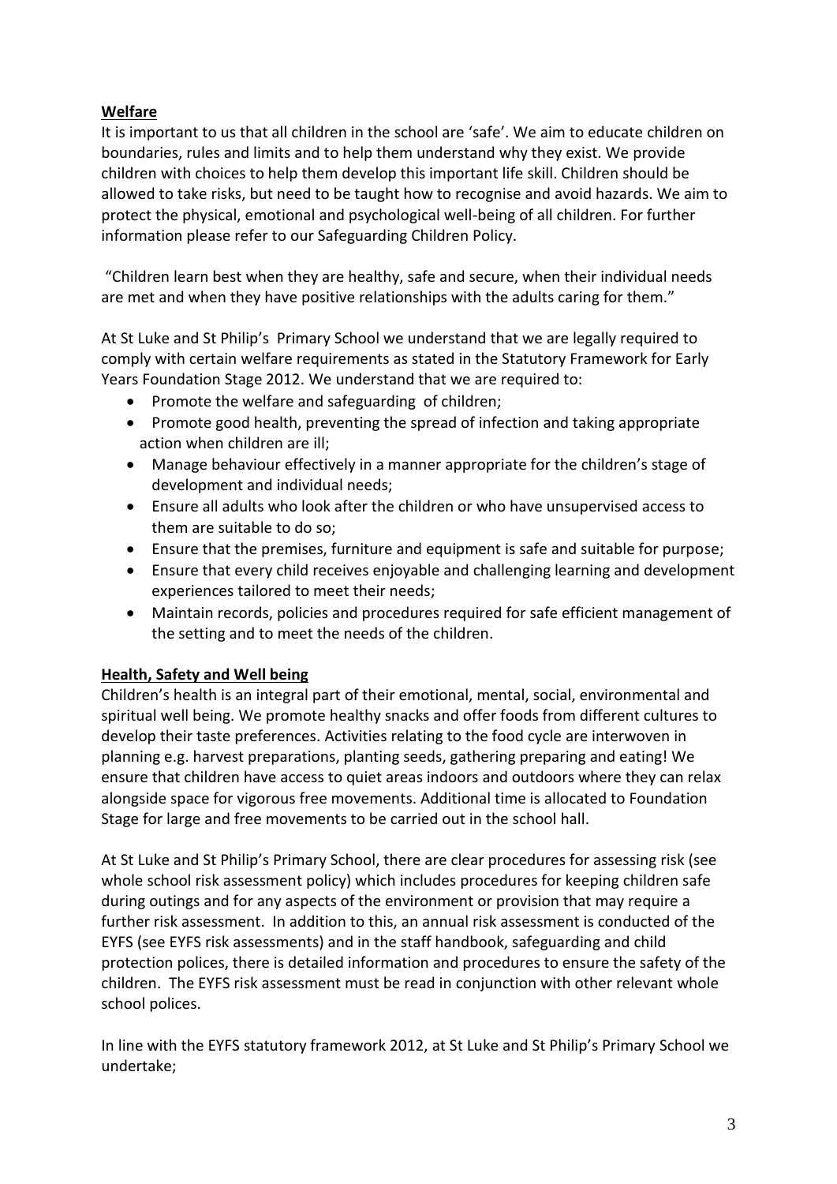**Welfare**

It is important to us that all children in the school are 'safe'. We aim to educate children on boundaries, rules and limits and to help them understand why they exist. We provide children with choices to help them develop this important life skill. Children should be allowed to take risks, but need to be taught how to recognise and avoid hazards. We aim to protect the physical, emotional and psychological well-being of all children. For further information please refer to our Safeguarding Children Policy.

"Children learn best when they are healthy, safe and secure, when their individual needs are met and when they have positive relationships with the adults caring for them."

At St Luke and St Philip's Primary School we understand that we are legally required to comply with certain welfare requirements as stated in the Statutory Framework for Early Years Foundation Stage 2012. We understand that we are required to:

- Promote the welfare and safeguarding of children;
- Promote good health, preventing the spread of infection and taking appropriate action when children are ill;
- Manage behaviour effectively in a manner appropriate for the children's stage of development and individual needs;
- Ensure all adults who look after the children or who have unsupervised access to them are suitable to do so;
- Ensure that the premises, furniture and equipment is safe and suitable for purpose;
- Ensure that every child receives enjoyable and challenging learning and development experiences tailored to meet their needs;
- Maintain records, policies and procedures required for safe efficient management of the setting and to meet the needs of the children.

**Health, Safety and Well being**

Children's health is an integral part of their emotional, mental, social, environmental and spiritual well being. We promote healthy snacks and offer foods from different cultures to develop their taste preferences. Activities relating to the food cycle are interwoven in planning e.g. harvest preparations, planting seeds, gathering preparing and eating! We ensure that children have access to quiet areas indoors and outdoors where they can relax alongside space for vigorous free movements. Additional time is allocated to Foundation Stage for large and free movements to be carried out in the school hall.

At St Luke and St Philip's Primary School, there are clear procedures for assessing risk (see whole school risk assessment policy) which includes procedures for keeping children safe during outings and for any aspects of the environment or provision that may require a further risk assessment. In addition to this, an annual risk assessment is conducted of the EYFS (see EYFS risk assessments) and in the staff handbook, safeguarding and child protection polices, there is detailed information and procedures to ensure the safety of the children. The EYFS risk assessment must be read in conjunction with other relevant whole school polices.

In line with the EYFS statutory framework 2012, at St Luke and St Philip's Primary School we undertake;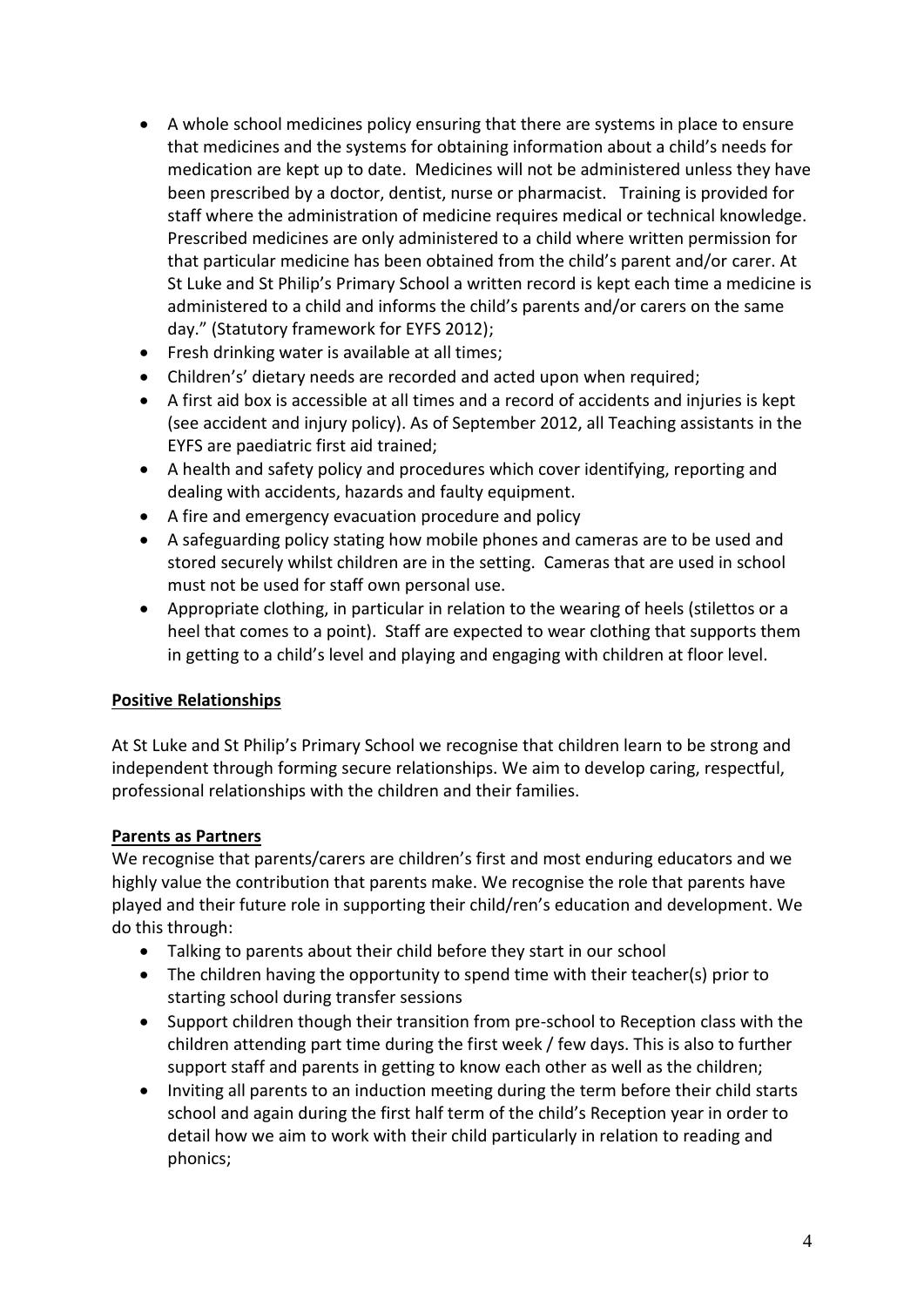- A whole school medicines policy ensuring that there are systems in place to ensure that medicines and the systems for obtaining information about a child's needs for medication are kept up to date. Medicines will not be administered unless they have been prescribed by a doctor, dentist, nurse or pharmacist. Training is provided for staff where the administration of medicine requires medical or technical knowledge. Prescribed medicines are only administered to a child where written permission for that particular medicine has been obtained from the child's parent and/or carer. At St Luke and St Philip's Primary School a written record is kept each time a medicine is administered to a child and informs the child's parents and/or carers on the same day." (Statutory framework for EYFS 2012);
- Fresh drinking water is available at all times;
- Children's' dietary needs are recorded and acted upon when required;
- A first aid box is accessible at all times and a record of accidents and injuries is kept (see accident and injury policy). As of September 2012, all Teaching assistants in the EYFS are paediatric first aid trained;
- A health and safety policy and procedures which cover identifying, reporting and dealing with accidents, hazards and faulty equipment.
- A fire and emergency evacuation procedure and policy
- A safeguarding policy stating how mobile phones and cameras are to be used and stored securely whilst children are in the setting. Cameras that are used in school must not be used for staff own personal use.
- Appropriate clothing, in particular in relation to the wearing of heels (stilettos or a heel that comes to a point). Staff are expected to wear clothing that supports them in getting to a child's level and playing and engaging with children at floor level.

**Positive Relationships**

At St Luke and St Philip's Primary School we recognise that children learn to be strong and independent through forming secure relationships. We aim to develop caring, respectful, professional relationships with the children and their families.

**Parents as Partners**

We recognise that parents/carers are children's first and most enduring educators and we highly value the contribution that parents make. We recognise the role that parents have played and their future role in supporting their child/ren's education and development. We do this through:

- Talking to parents about their child before they start in our school
- The children having the opportunity to spend time with their teacher(s) prior to starting school during transfer sessions
- Support children though their transition from pre-school to Reception class with the children attending part time during the first week / few days. This is also to further support staff and parents in getting to know each other as well as the children;
- Inviting all parents to an induction meeting during the term before their child starts school and again during the first half term of the child's Reception year in order to detail how we aim to work with their child particularly in relation to reading and phonics;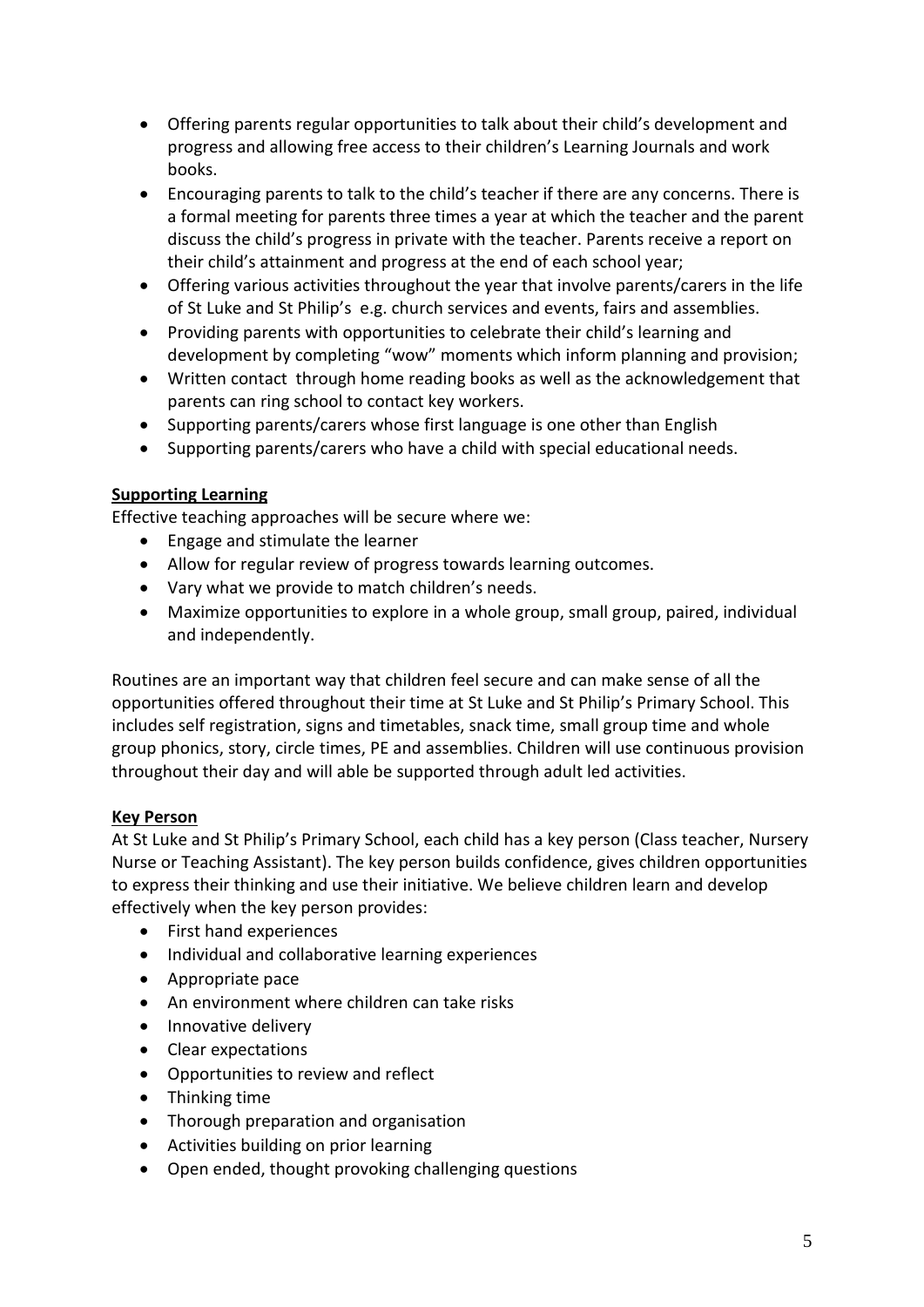- Offering parents regular opportunities to talk about their child's development and progress and allowing free access to their children's Learning Journals and work books.
- Encouraging parents to talk to the child's teacher if there are any concerns. There is a formal meeting for parents three times a year at which the teacher and the parent discuss the child's progress in private with the teacher. Parents receive a report on their child's attainment and progress at the end of each school year;
- Offering various activities throughout the year that involve parents/carers in the life of St Luke and St Philip's e.g. church services and events, fairs and assemblies.
- Providing parents with opportunities to celebrate their child's learning and development by completing "wow" moments which inform planning and provision;
- Written contact through home reading books as well as the acknowledgement that parents can ring school to contact key workers.
- Supporting parents/carers whose first language is one other than English
- Supporting parents/carers who have a child with special educational needs.

**Supporting Learning**

Effective teaching approaches will be secure where we:

- Engage and stimulate the learner
- Allow for regular review of progress towards learning outcomes.
- Vary what we provide to match children's needs.
- Maximize opportunities to explore in a whole group, small group, paired, individual and independently.

Routines are an important way that children feel secure and can make sense of all the opportunities offered throughout their time at St Luke and St Philip's Primary School. This includes self registration, signs and timetables, snack time, small group time and whole group phonics, story, circle times, PE and assemblies. Children will use continuous provision throughout their day and will able be supported through adult led activities.

**Key Person**

At St Luke and St Philip's Primary School, each child has a key person (Class teacher, Nursery Nurse or Teaching Assistant). The key person builds confidence, gives children opportunities to express their thinking and use their initiative. We believe children learn and develop effectively when the key person provides:

- First hand experiences
- Individual and collaborative learning experiences
- Appropriate pace
- An environment where children can take risks
- Innovative delivery
- Clear expectations
- Opportunities to review and reflect
- Thinking time
- Thorough preparation and organisation
- Activities building on prior learning
- Open ended, thought provoking challenging questions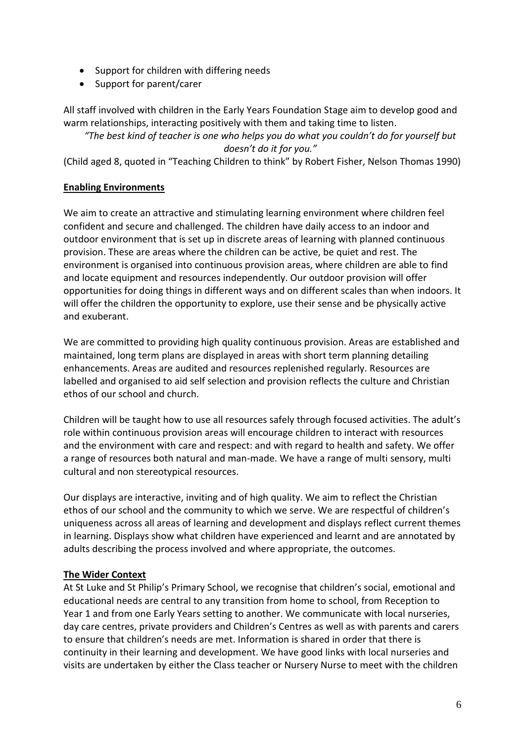- Support for children with differing needs
- Support for parent/carer

All staff involved with children in the Early Years Foundation Stage aim to develop good and warm relationships, interacting positively with them and taking time to listen.

*"The best kind of teacher is one who helps you do what you couldn't do for yourself but doesn't do it for you."*

(Child aged 8, quoted in "Teaching Children to think" by Robert Fisher, Nelson Thomas 1990)

## Enabling Environments

We aim to create an attractive and stimulating learning environment where children feel confident and secure and challenged. The children have daily access to an indoor and outdoor environment that is set up in discrete areas of learning with planned continuous provision. These are areas where the children can be active, be quiet and rest. The environment is organised into continuous provision areas, where children are able to find and locate equipment and resources independently. Our outdoor provision will offer opportunities for doing things in different ways and on different scales than when indoors. It will offer the children the opportunity to explore, use their sense and be physically active and exuberant.

We are committed to providing high quality continuous provision. Areas are established and maintained, long term plans are displayed in areas with short term planning detailing enhancements. Areas are audited and resources replenished regularly. Resources are labelled and organised to aid self selection and provision reflects the culture and Christian ethos of our school and church.

Children will be taught how to use all resources safely through focused activities. The adult's role within continuous provision areas will encourage children to interact with resources and the environment with care and respect: and with regard to health and safety. We offer a range of resources both natural and man-made. We have a range of multi sensory, multi cultural and non stereotypical resources.

Our displays are interactive, inviting and of high quality. We aim to reflect the Christian ethos of our school and the community to which we serve. We are respectful of children's uniqueness across all areas of learning and development and displays reflect current themes in learning. Displays show what children have experienced and learnt and are annotated by adults describing the process involved and where appropriate, the outcomes.

## The Wider Context

At St Luke and St Philip's Primary School, we recognise that children's social, emotional and educational needs are central to any transition from home to school, from Reception to Year 1 and from one Early Years setting to another. We communicate with local nurseries, day care centres, private providers and Children's Centres as well as with parents and carers to ensure that children's needs are met. Information is shared in order that there is continuity in their learning and development. We have good links with local nurseries and visits are undertaken by either the Class teacher or Nursery Nurse to meet with the children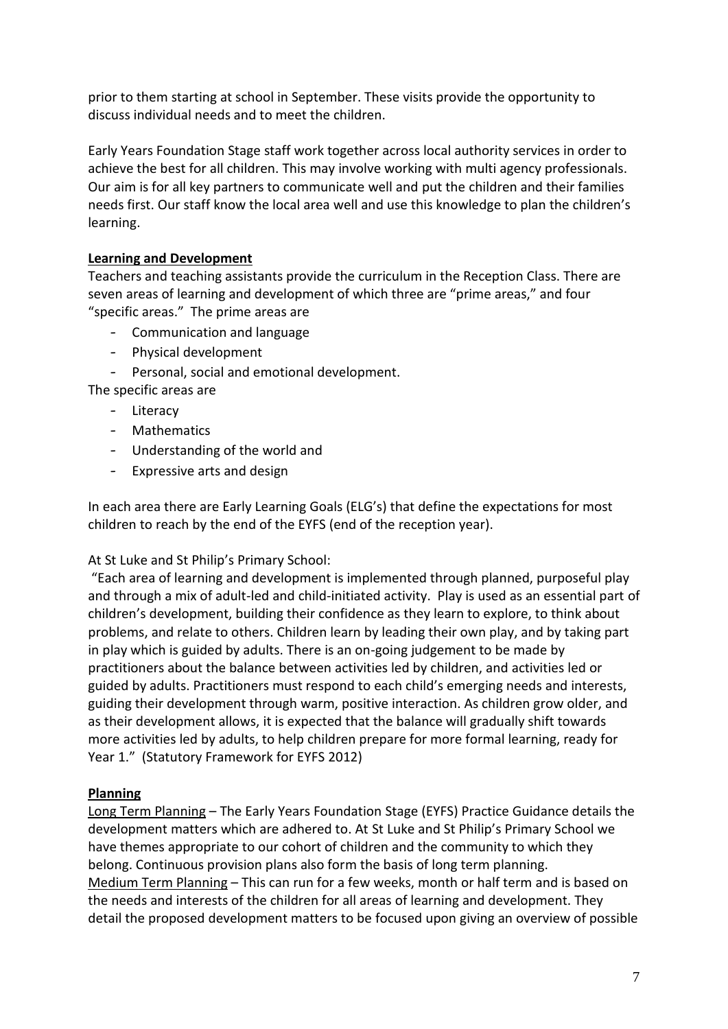prior to them starting at school in September. These visits provide the opportunity to discuss individual needs and to meet the children.

Early Years Foundation Stage staff work together across local authority services in order to achieve the best for all children. This may involve working with multi agency professionals. Our aim is for all key partners to communicate well and put the children and their families needs first. Our staff know the local area well and use this knowledge to plan the children's learning.

## Learning and Development

Teachers and teaching assistants provide the curriculum in the Reception Class. There are seven areas of learning and development of which three are "prime areas," and four "specific areas." The prime areas are

- Communication and language
- Physical development
- Personal, social and emotional development.

The specific areas are

- Literacy
- Mathematics
- Understanding of the world and
- Expressive arts and design

In each area there are Early Learning Goals (ELG's) that define the expectations for most children to reach by the end of the EYFS (end of the reception year).

At St Luke and St Philip's Primary School:

"Each area of learning and development is implemented through planned, purposeful play and through a mix of adult-led and child-initiated activity. Play is used as an essential part of children's development, building their confidence as they learn to explore, to think about problems, and relate to others. Children learn by leading their own play, and by taking part in play which is guided by adults. There is an on-going judgement to be made by practitioners about the balance between activities led by children, and activities led or guided by adults. Practitioners must respond to each child's emerging needs and interests, guiding their development through warm, positive interaction. As children grow older, and as their development allows, it is expected that the balance will gradually shift towards more activities led by adults, to help children prepare for more formal learning, ready for Year 1." (Statutory Framework for EYFS 2012)

## Planning

Long Term Planning – The Early Years Foundation Stage (EYFS) Practice Guidance details the development matters which are adhered to. At St Luke and St Philip's Primary School we have themes appropriate to our cohort of children and the community to which they belong. Continuous provision plans also form the basis of long term planning.

Medium Term Planning – This can run for a few weeks, month or half term and is based on the needs and interests of the children for all areas of learning and development. They detail the proposed development matters to be focused upon giving an overview of possible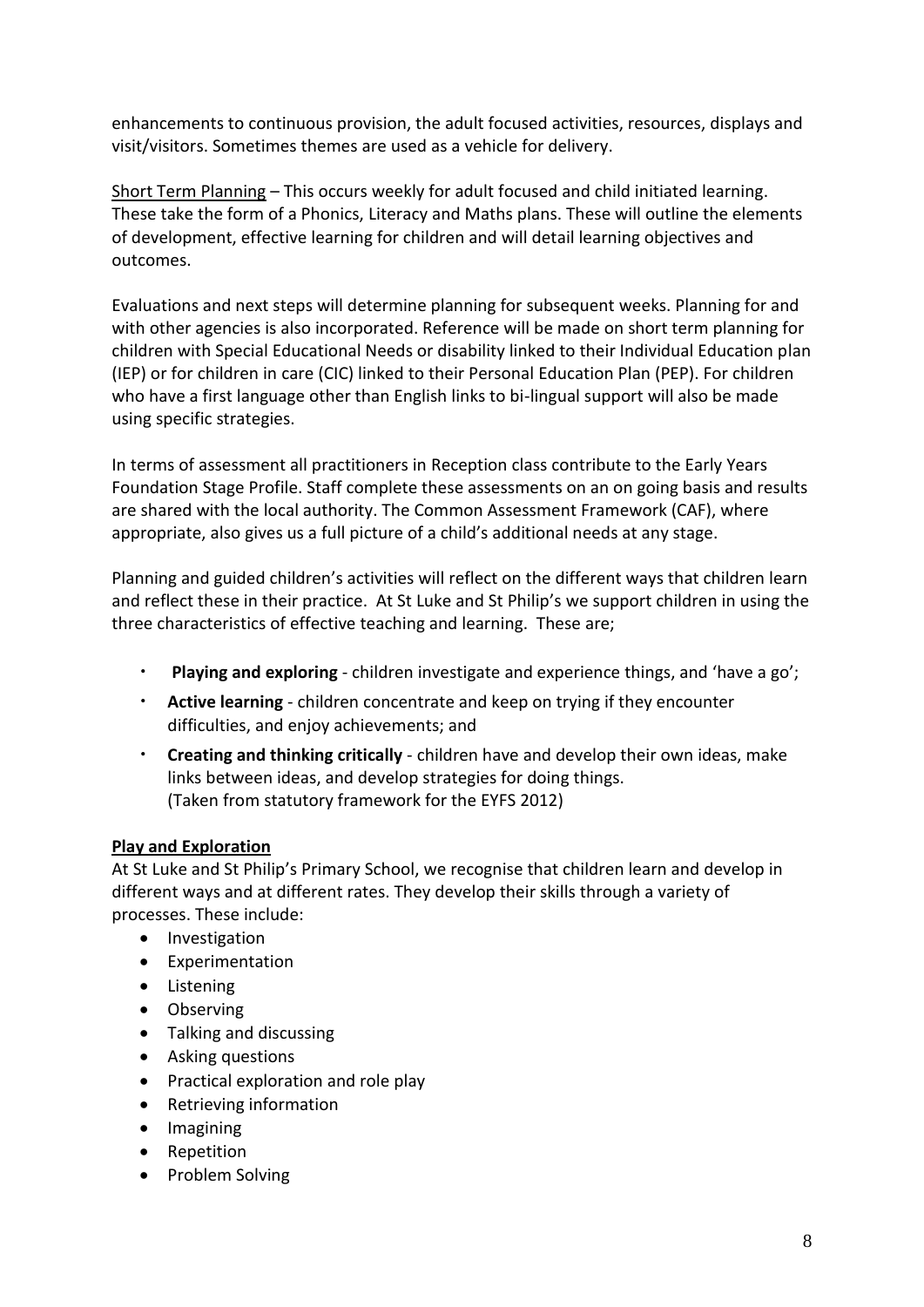enhancements to continuous provision, the adult focused activities, resources, displays and visit/visitors. Sometimes themes are used as a vehicle for delivery.

Short Term Planning – This occurs weekly for adult focused and child initiated learning. These take the form of a Phonics, Literacy and Maths plans. These will outline the elements of development, effective learning for children and will detail learning objectives and outcomes.

Evaluations and next steps will determine planning for subsequent weeks. Planning for and with other agencies is also incorporated. Reference will be made on short term planning for children with Special Educational Needs or disability linked to their Individual Education plan (IEP) or for children in care (CIC) linked to their Personal Education Plan (PEP). For children who have a first language other than English links to bi-lingual support will also be made using specific strategies.

In terms of assessment all practitioners in Reception class contribute to the Early Years Foundation Stage Profile. Staff complete these assessments on an on going basis and results are shared with the local authority. The Common Assessment Framework (CAF), where appropriate, also gives us a full picture of a child's additional needs at any stage.

Planning and guided children's activities will reflect on the different ways that children learn and reflect these in their practice. At St Luke and St Philip's we support children in using the three characteristics of effective teaching and learning. These are;

- **Playing and exploring** - children investigate and experience things, and 'have a go';
- **Active learning** - children concentrate and keep on trying if they encounter difficulties, and enjoy achievements; and
- **Creating and thinking critically** - children have and develop their own ideas, make links between ideas, and develop strategies for doing things.
  (Taken from statutory framework for the EYFS 2012)

**Play and Exploration**

At St Luke and St Philip's Primary School, we recognise that children learn and develop in different ways and at different rates. They develop their skills through a variety of processes. These include:

- Investigation
- Experimentation
- Listening
- Observing
- Talking and discussing
- Asking questions
- Practical exploration and role play
- Retrieving information
- Imagining
- Repetition
- Problem Solving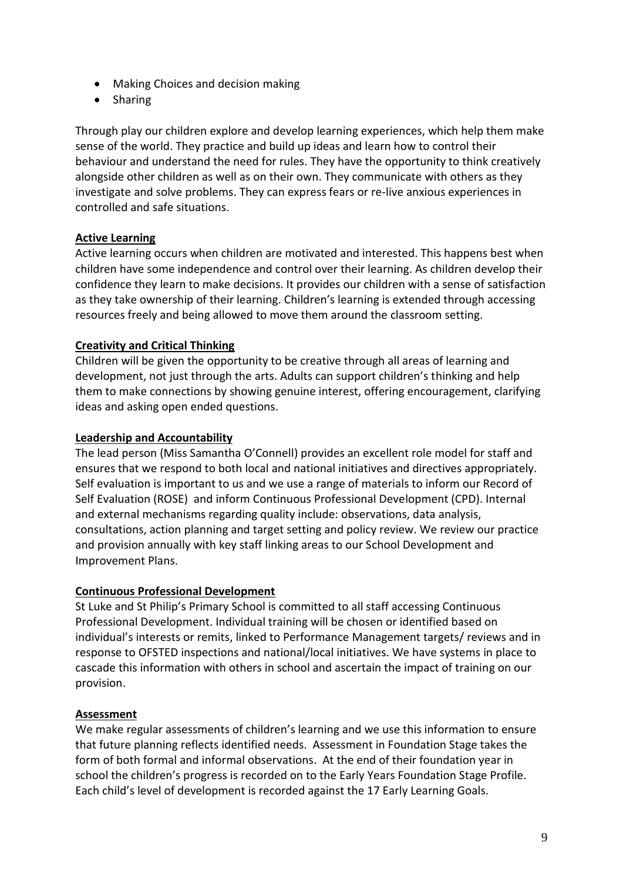- Making Choices and decision making
- Sharing

Through play our children explore and develop learning experiences, which help them make sense of the world. They practice and build up ideas and learn how to control their behaviour and understand the need for rules. They have the opportunity to think creatively alongside other children as well as on their own. They communicate with others as they investigate and solve problems. They can express fears or re-live anxious experiences in controlled and safe situations.

**Active Learning**

Active learning occurs when children are motivated and interested. This happens best when children have some independence and control over their learning. As children develop their confidence they learn to make decisions. It provides our children with a sense of satisfaction as they take ownership of their learning. Children's learning is extended through accessing resources freely and being allowed to move them around the classroom setting.

**Creativity and Critical Thinking**

Children will be given the opportunity to be creative through all areas of learning and development, not just through the arts. Adults can support children's thinking and help them to make connections by showing genuine interest, offering encouragement, clarifying ideas and asking open ended questions.

**Leadership and Accountability**

The lead person (Miss Samantha O'Connell) provides an excellent role model for staff and ensures that we respond to both local and national initiatives and directives appropriately. Self evaluation is important to us and we use a range of materials to inform our Record of Self Evaluation (ROSE) and inform Continuous Professional Development (CPD). Internal and external mechanisms regarding quality include: observations, data analysis, consultations, action planning and target setting and policy review. We review our practice and provision annually with key staff linking areas to our School Development and Improvement Plans.

**Continuous Professional Development**

St Luke and St Philip's Primary School is committed to all staff accessing Continuous Professional Development. Individual training will be chosen or identified based on individual's interests or remits, linked to Performance Management targets/ reviews and in response to OFSTED inspections and national/local initiatives. We have systems in place to cascade this information with others in school and ascertain the impact of training on our provision.

**Assessment**

We make regular assessments of children's learning and we use this information to ensure that future planning reflects identified needs. Assessment in Foundation Stage takes the form of both formal and informal observations. At the end of their foundation year in school the children's progress is recorded on to the Early Years Foundation Stage Profile. Each child's level of development is recorded against the 17 Early Learning Goals.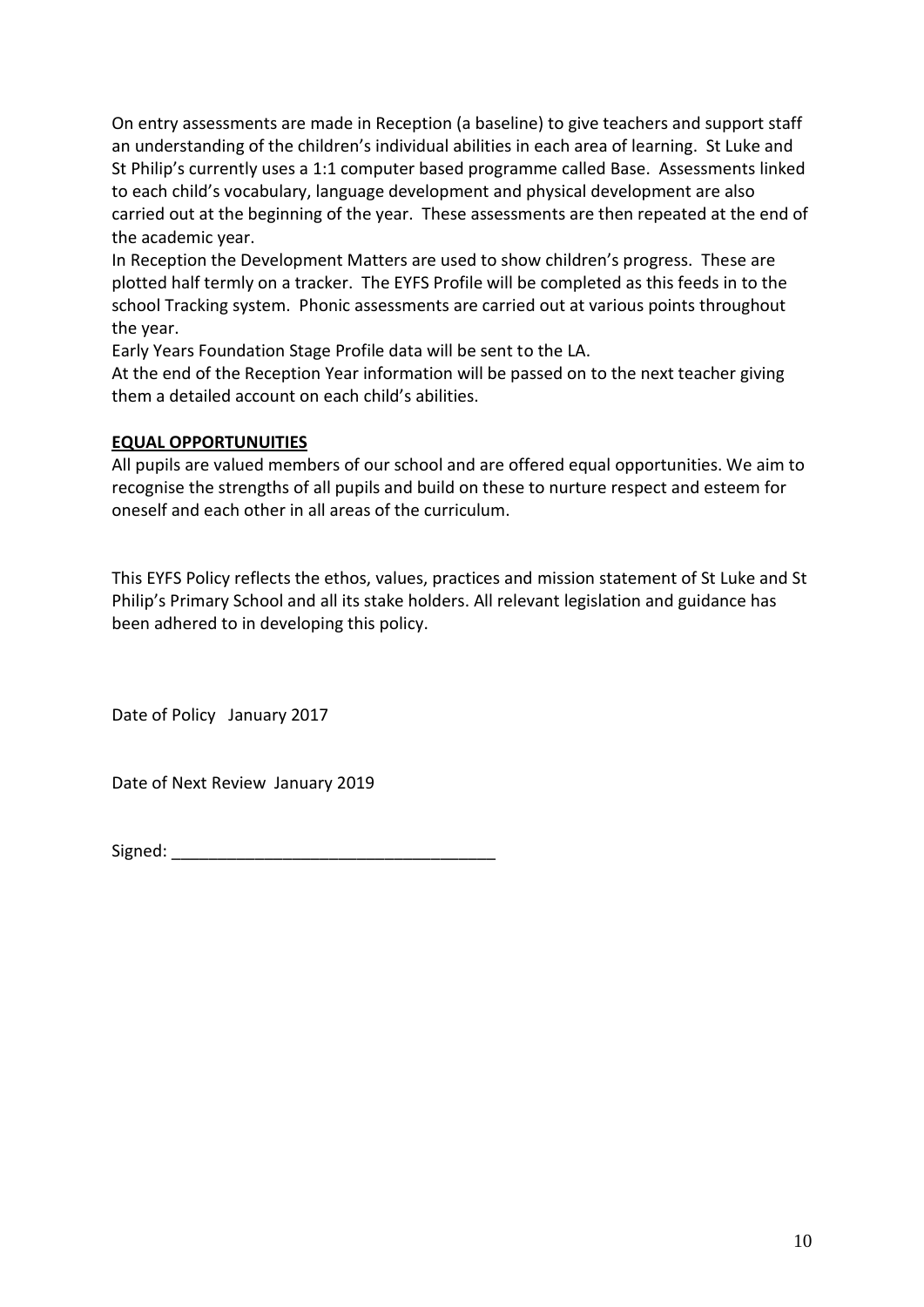On entry assessments are made in Reception (a baseline) to give teachers and support staff an understanding of the children's individual abilities in each area of learning. St Luke and St Philip's currently uses a 1:1 computer based programme called Base. Assessments linked to each child's vocabulary, language development and physical development are also carried out at the beginning of the year. These assessments are then repeated at the end of the academic year.

In Reception the Development Matters are used to show children's progress. These are plotted half termly on a tracker. The EYFS Profile will be completed as this feeds in to the school Tracking system. Phonic assessments are carried out at various points throughout the year.

Early Years Foundation Stage Profile data will be sent to the LA.

At the end of the Reception Year information will be passed on to the next teacher giving them a detailed account on each child's abilities.

**EQUAL OPPORTUNUITIES**

All pupils are valued members of our school and are offered equal opportunities. We aim to recognise the strengths of all pupils and build on these to nurture respect and esteem for oneself and each other in all areas of the curriculum.

This EYFS Policy reflects the ethos, values, practices and mission statement of St Luke and St Philip's Primary School and all its stake holders. All relevant legislation and guidance has been adhered to in developing this policy.

Date of Policy January 2017

Date of Next Review January 2019

Signed: ___________________________________